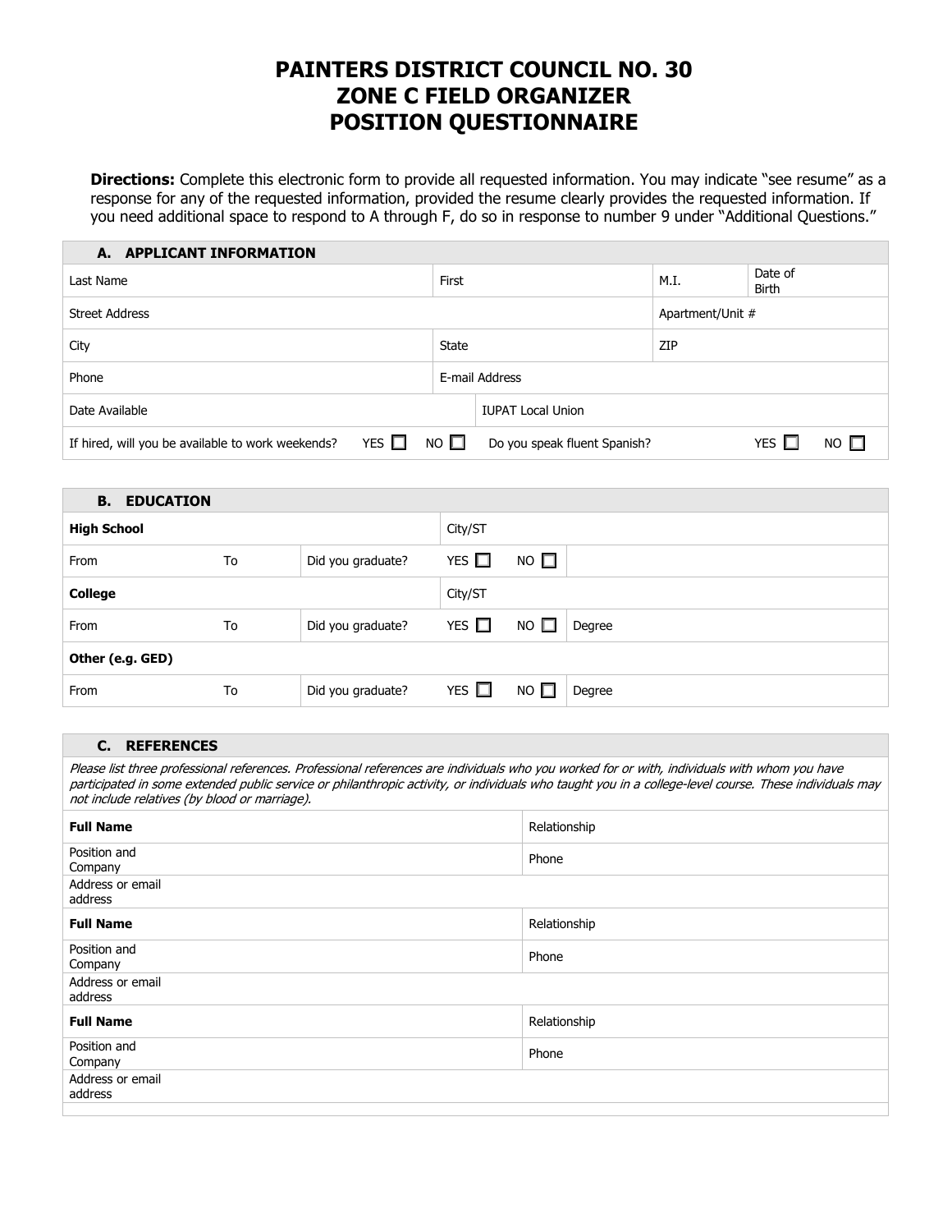# PAINTERS DISTRICT COUNCIL NO. 30
# ZONE C FIELD ORGANIZER
# POSITION QUESTIONNAIRE

**Directions:** Complete this electronic form to provide all requested information. You may indicate "see resume" as a response for any of the requested information, provided the resume clearly provides the requested information. If you need additional space to respond to A through F, do so in response to number 9 under "Additional Questions."

| **A. APPLICANT INFORMATION** | | | |
|---|---|---|---|
| Last Name | First | M.I. | Date of Birth |
| Street Address | | Apartment/Unit # | |
| City | State | ZIP | |
| Phone | E-mail Address | | |
| Date Available | IUPAT Local Union | | |
| If hired, will you be available to work weekends? YES ☐ NO ☐ | Do you speak fluent Spanish? YES ☐ NO ☐ | | |

| **B. EDUCATION** | | | | | |
|---|---|---|---|---|---|
| **High School** | | | City/ST | | |
| From | To | Did you graduate? | YES ☐ | NO ☐ | |
| **College** | | | City/ST | | |
| From | To | Did you graduate? | YES ☐ | NO ☐ | Degree |
| **Other (e.g. GED)** | | | | | |
| From | To | Did you graduate? | YES ☐ | NO ☐ | Degree |

| **C. REFERENCES** | |
|---|---|
| *Please list three professional references. Professional references are individuals who you worked for or with, individuals with whom you have participated in some extended public service or philanthropic activity, or individuals who taught you in a college-level course. These individuals may not include relatives (by blood or marriage).* | |
| **Full Name** | Relationship |
| Position and Company | Phone |
| Address or email address | |
| **Full Name** | Relationship |
| Position and Company | Phone |
| Address or email address | |
| **Full Name** | Relationship |
| Position and Company | Phone |
| Address or email address | |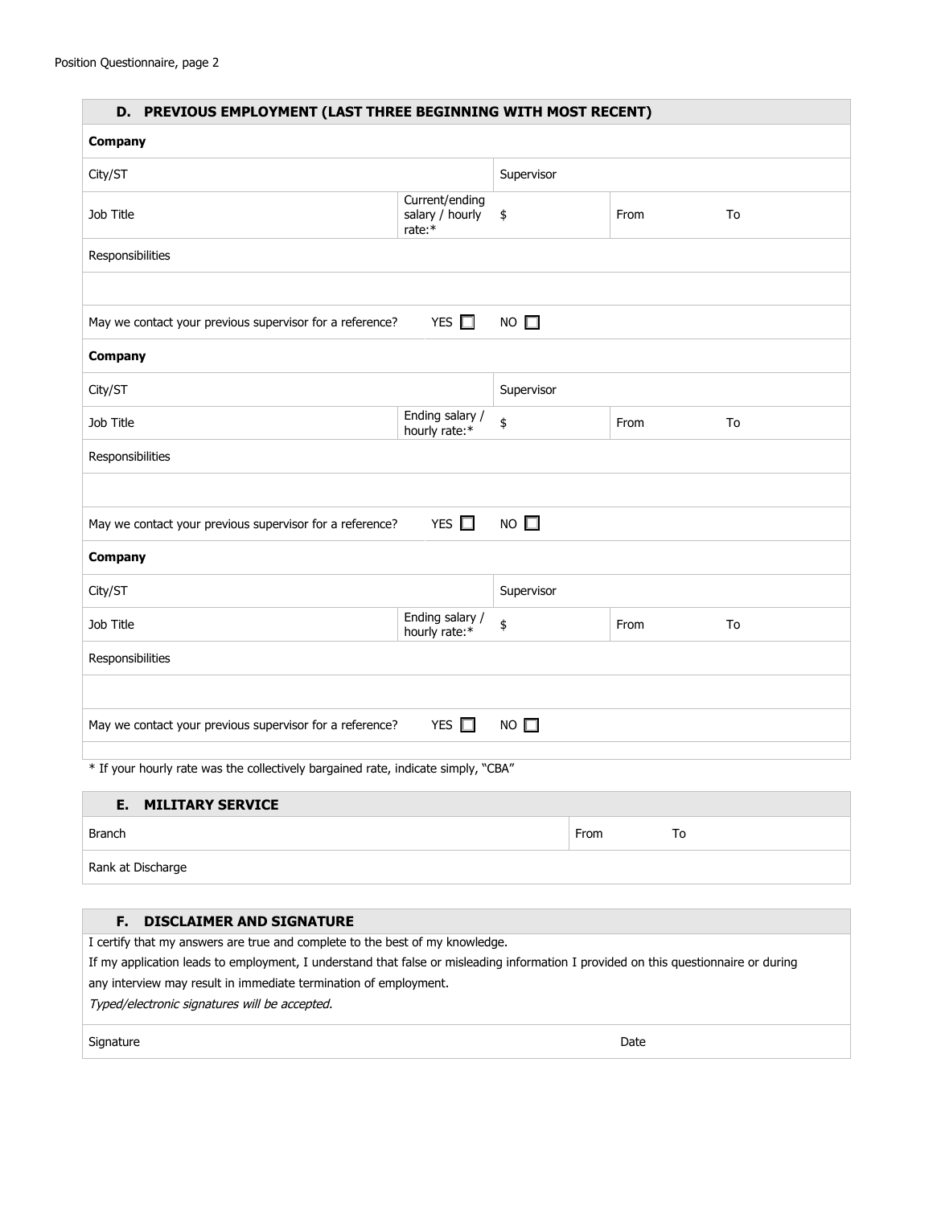## D. PREVIOUS EMPLOYMENT (LAST THREE BEGINNING WITH MOST RECENT)

| | | | | |
|---|---|---|---|---|
| **Company** | | | | |
| City/ST | | Supervisor | | |
| Job Title | Current/ending salary / hourly rate:* | $ | From | To |
| Responsibilities | | | | |
| | | | | |
| May we contact your previous supervisor for a reference? | YES ☐ | NO ☐ | | |
| **Company** | | | | |
| City/ST | | Supervisor | | |
| Job Title | Ending salary / hourly rate:* | $ | From | To |
| Responsibilities | | | | |
| | | | | |
| May we contact your previous supervisor for a reference? | YES ☐ | NO ☐ | | |
| **Company** | | | | |
| City/ST | | Supervisor | | |
| Job Title | Ending salary / hourly rate:* | $ | From | To |
| Responsibilities | | | | |
| | | | | |
| May we contact your previous supervisor for a reference? | YES ☐ | NO ☐ | | |

* If your hourly rate was the collectively bargained rate, indicate simply, "CBA"

## E. MILITARY SERVICE

| | | |
|---|---|---|
| Branch | From | To |
| Rank at Discharge | | |

## F. DISCLAIMER AND SIGNATURE

I certify that my answers are true and complete to the best of my knowledge.

If my application leads to employment, I understand that false or misleading information I provided on this questionnaire or during any interview may result in immediate termination of employment.

*Typed/electronic signatures will be accepted.*

| | |
|---|---|
| Signature | Date |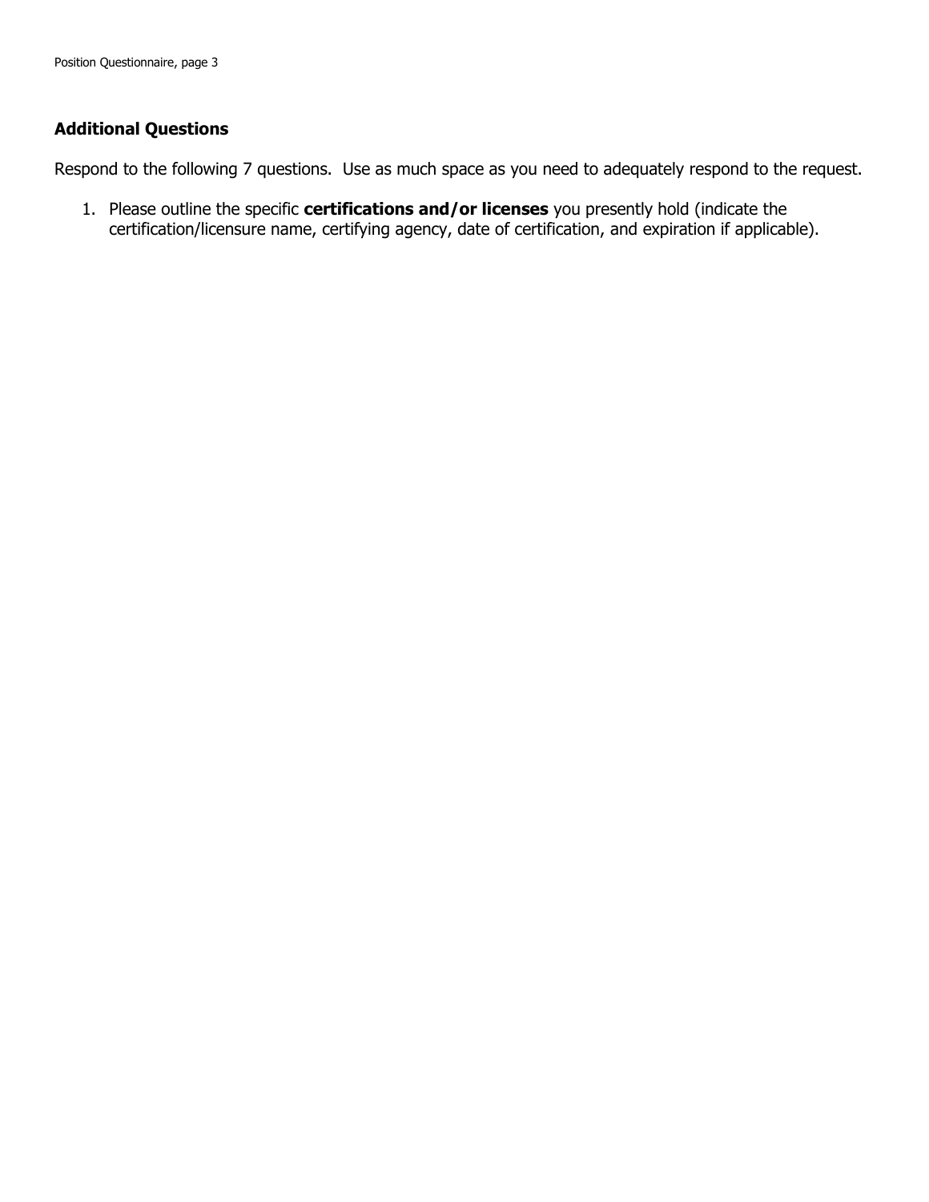## Additional Questions

Respond to the following 7 questions. Use as much space as you need to adequately respond to the request.

1. Please outline the specific **certifications and/or licenses** you presently hold (indicate the certification/licensure name, certifying agency, date of certification, and expiration if applicable).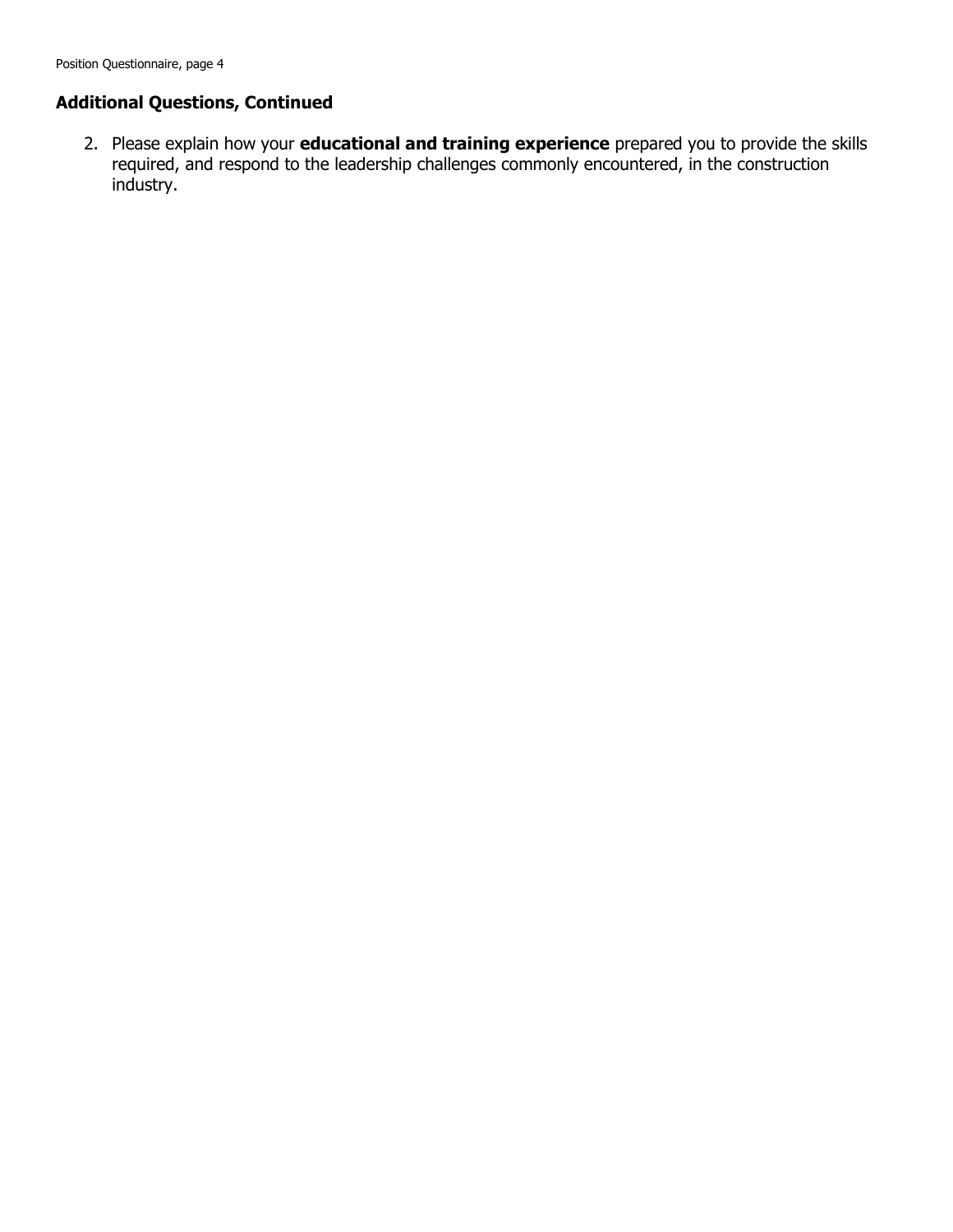## Additional Questions, Continued

2. Please explain how your **educational and training experience** prepared you to provide the skills required, and respond to the leadership challenges commonly encountered, in the construction industry.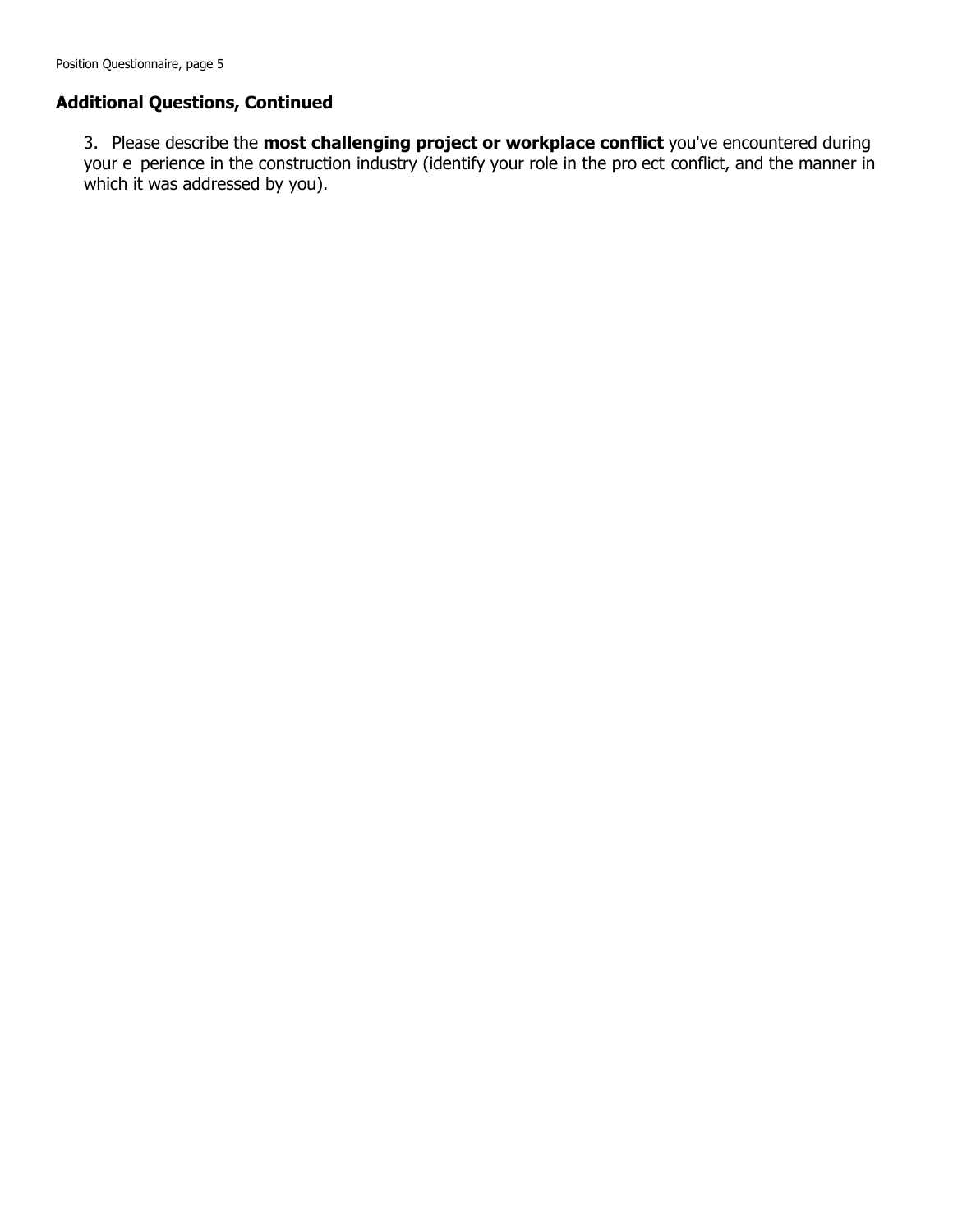## Additional Questions, Continued

3. Please describe the **most challenging project or workplace conflict** you've encountered during your e perience in the construction industry (identify your role in the pro ect conflict, and the manner in which it was addressed by you).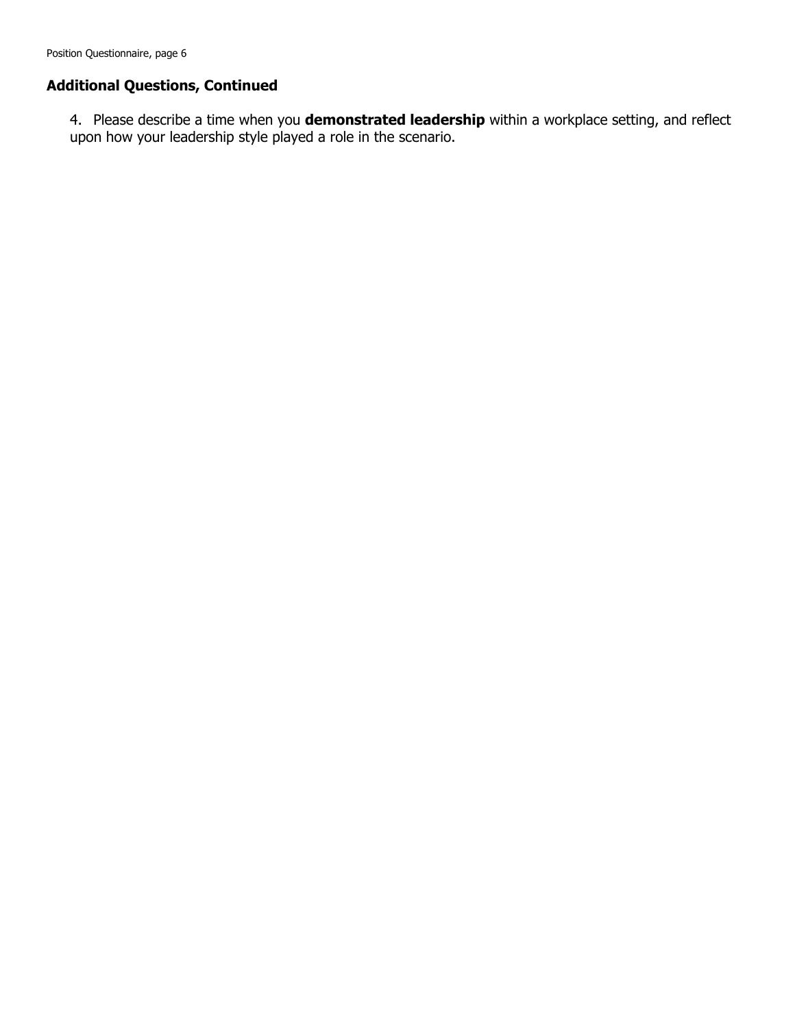## Additional Questions, Continued

4. Please describe a time when you **demonstrated leadership** within a workplace setting, and reflect upon how your leadership style played a role in the scenario.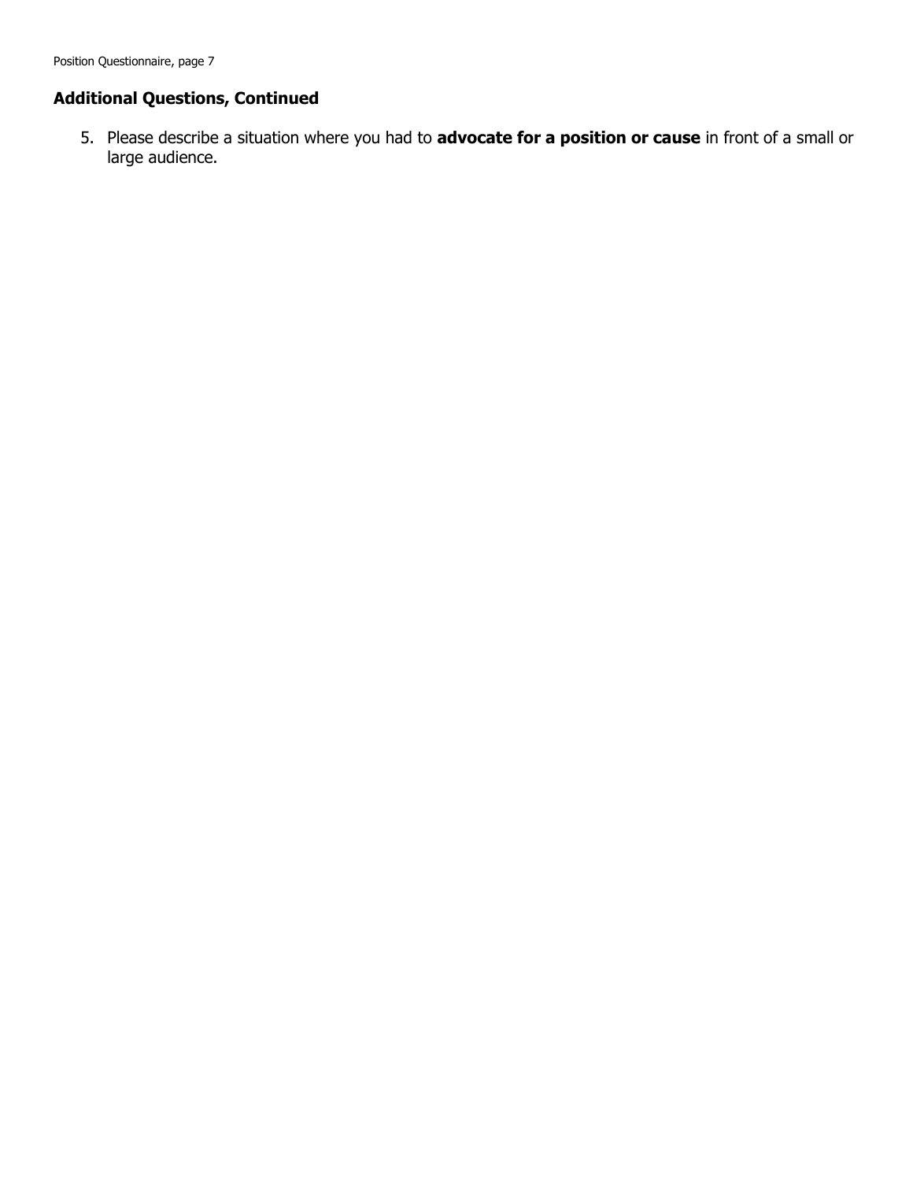## Additional Questions, Continued

5. Please describe a situation where you had to **advocate for a position or cause** in front of a small or large audience.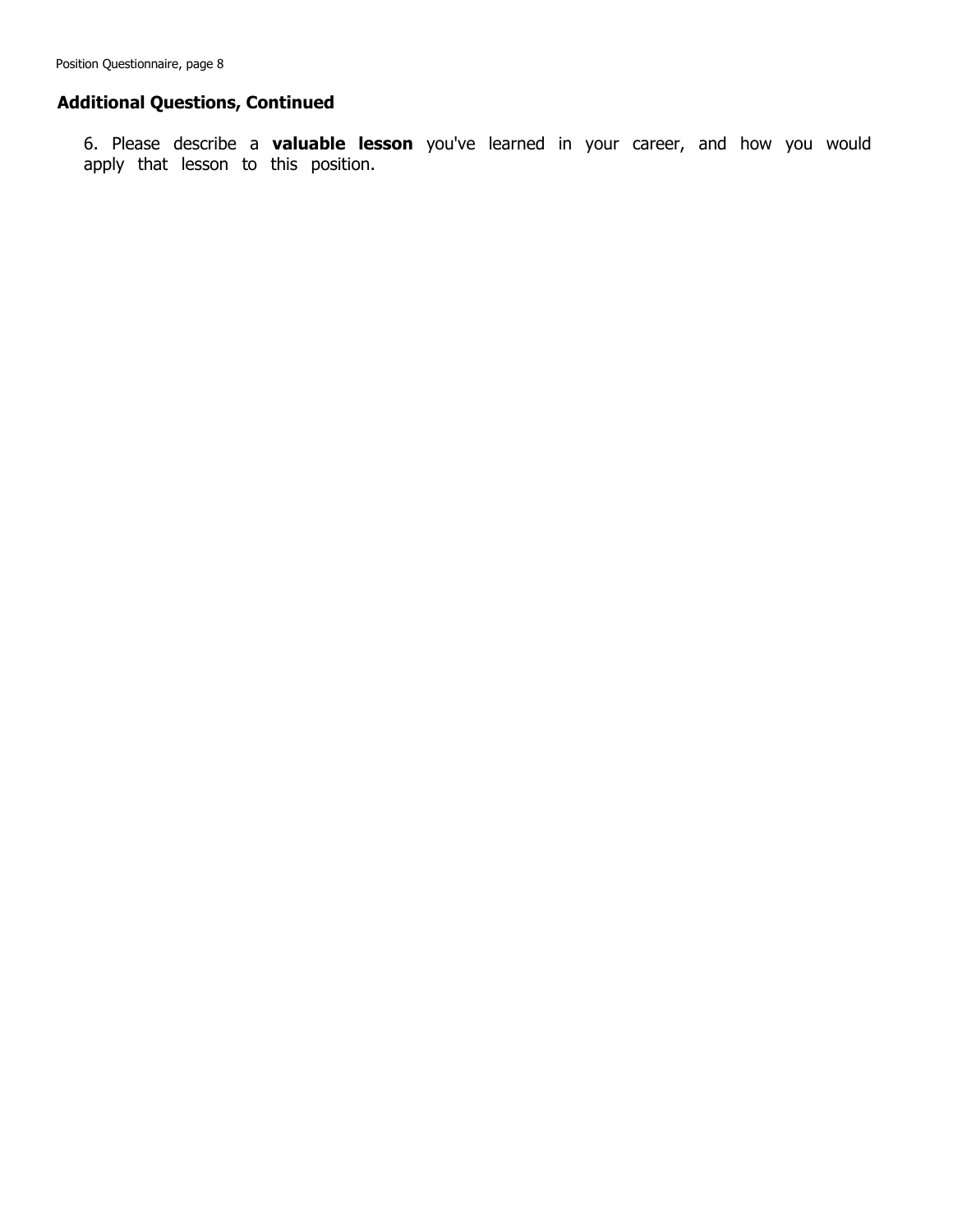## Additional Questions, Continued

6. Please describe a **valuable lesson** you've learned in your career, and how you would apply that lesson to this position.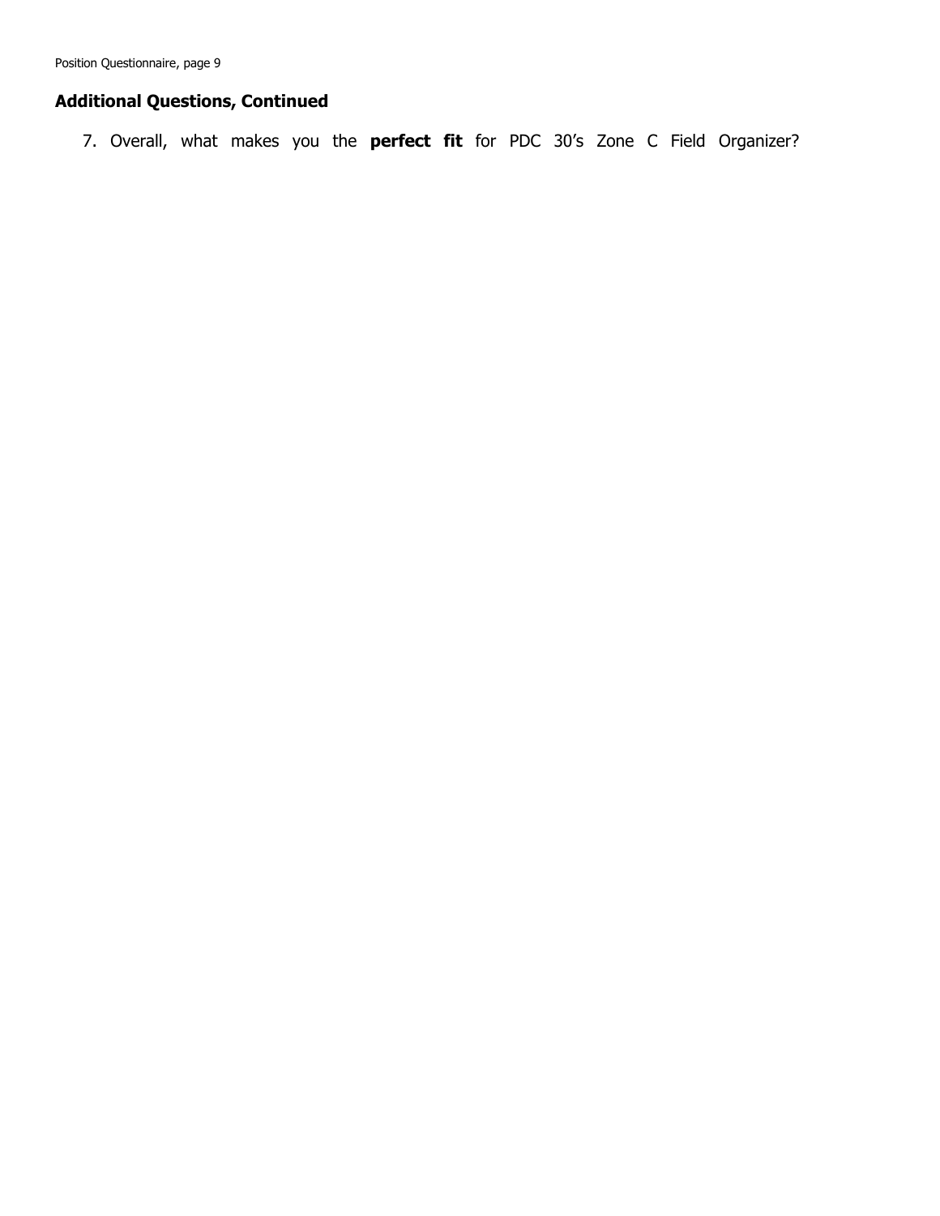## Additional Questions, Continued

7. Overall, what makes you the **perfect fit** for PDC 30's Zone C Field Organizer?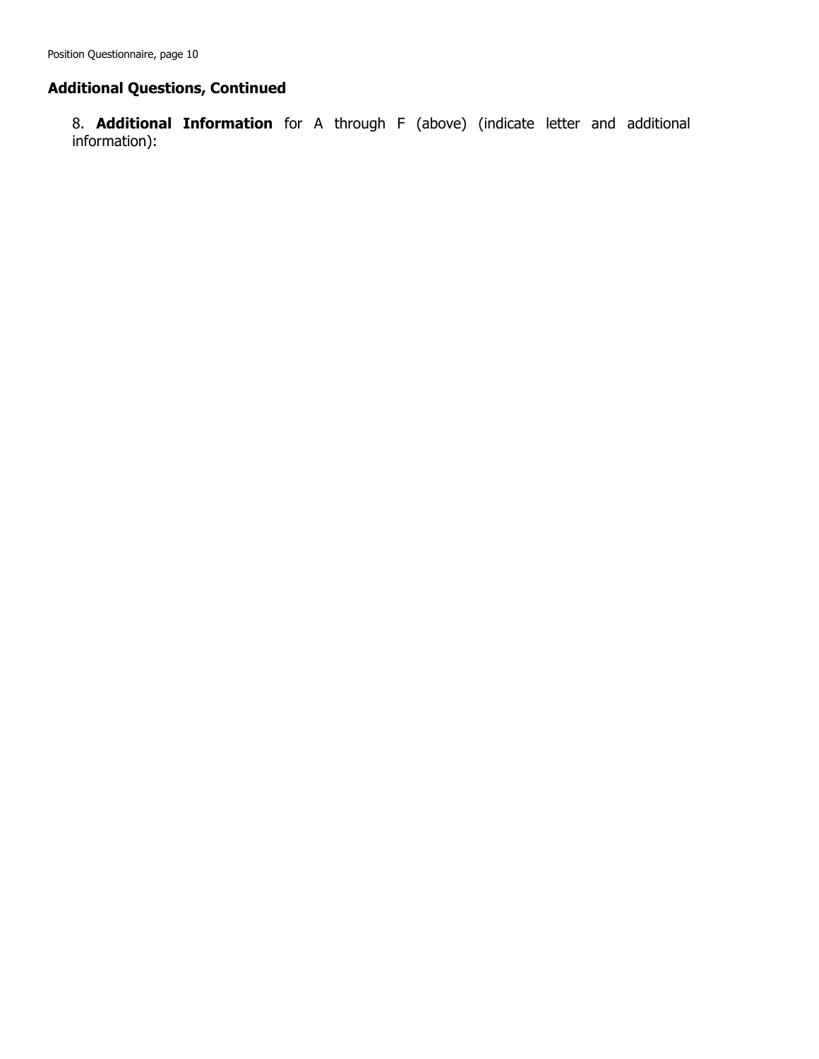## Additional Questions, Continued

8. **Additional Information** for A through F (above) (indicate letter and additional information):